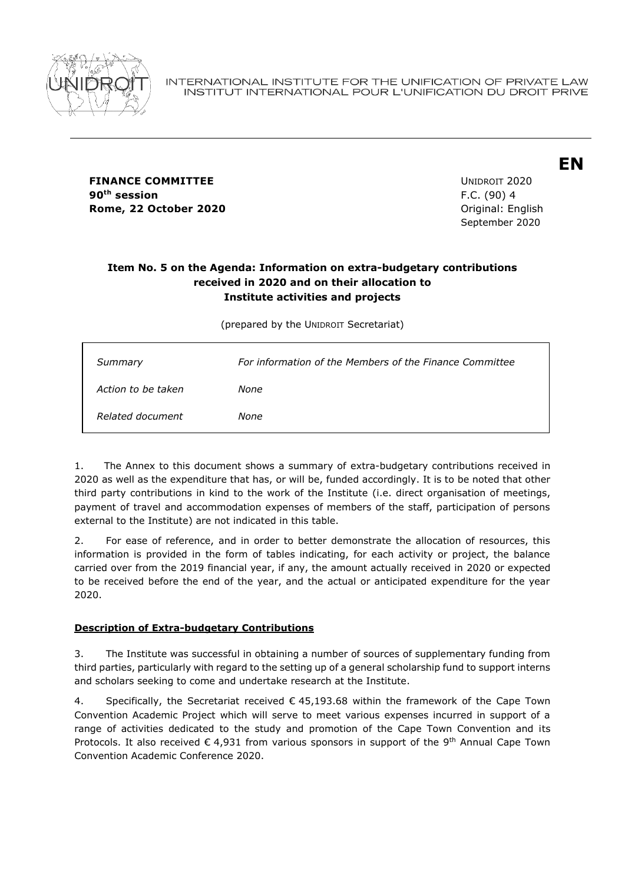INTERNATIONAL INSTITUTE FOR THE UNIFICATION OF PRIVATE LAW
INSTITUT INTERNATIONAL POUR L'UNIFICATION DU DROIT PRIVE

**EN**

**FINANCE COMMITTEE**
**90th session**
**Rome, 22 October 2020**

UNIDROIT 2020
F.C. (90) 4
Original: English
September 2020

**Item No. 5 on the Agenda: Information on extra-budgetary contributions received in 2020 and on their allocation to Institute activities and projects**

(prepared by the UNIDROIT Secretariat)

| | |
|---|---|
| *Summary* | *For information of the Members of the Finance Committee* |
| *Action to be taken* | *None* |
| *Related document* | *None* |

1. The Annex to this document shows a summary of extra-budgetary contributions received in 2020 as well as the expenditure that has, or will be, funded accordingly. It is to be noted that other third party contributions in kind to the work of the Institute (i.e. direct organisation of meetings, payment of travel and accommodation expenses of members of the staff, participation of persons external to the Institute) are not indicated in this table.

2. For ease of reference, and in order to better demonstrate the allocation of resources, this information is provided in the form of tables indicating, for each activity or project, the balance carried over from the 2019 financial year, if any, the amount actually received in 2020 or expected to be received before the end of the year, and the actual or anticipated expenditure for the year 2020.

**Description of Extra-budgetary Contributions**

3. The Institute was successful in obtaining a number of sources of supplementary funding from third parties, particularly with regard to the setting up of a general scholarship fund to support interns and scholars seeking to come and undertake research at the Institute.

4. Specifically, the Secretariat received € 45,193.68 within the framework of the Cape Town Convention Academic Project which will serve to meet various expenses incurred in support of a range of activities dedicated to the study and promotion of the Cape Town Convention and its Protocols. It also received € 4,931 from various sponsors in support of the 9th Annual Cape Town Convention Academic Conference 2020.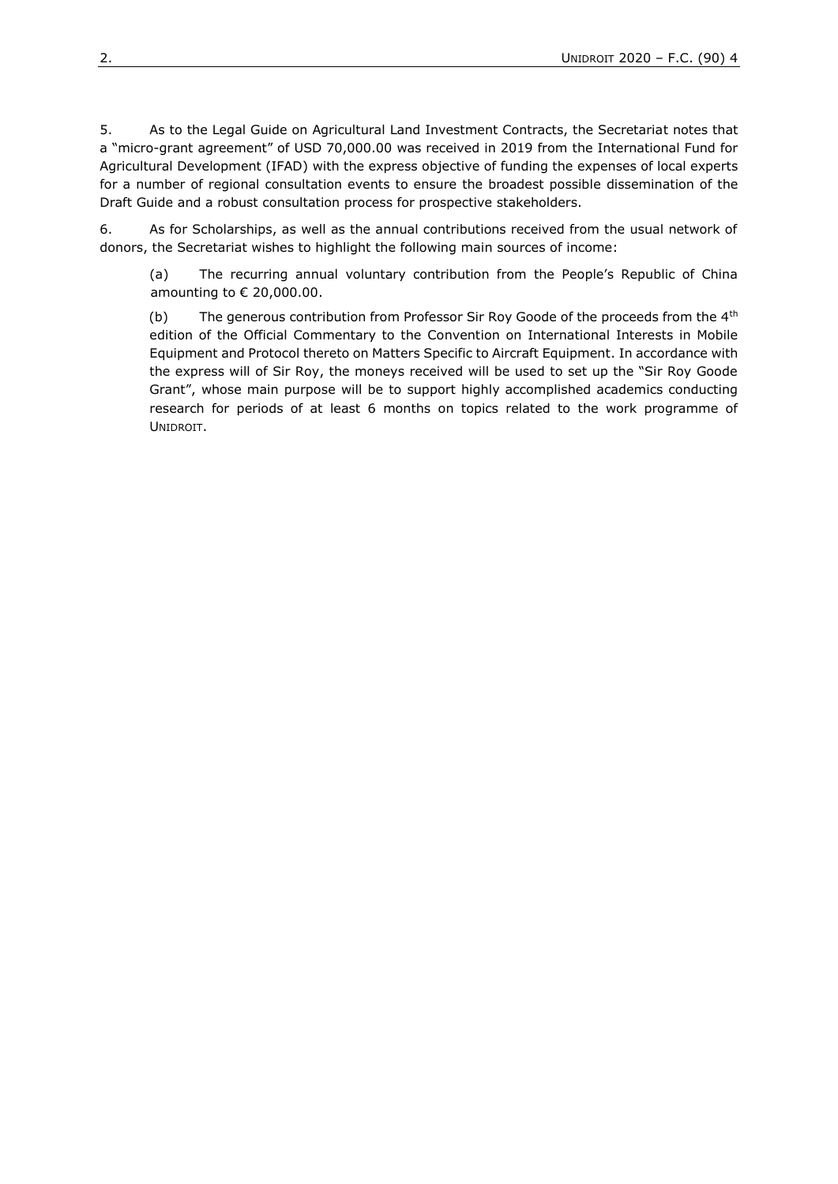5. As to the Legal Guide on Agricultural Land Investment Contracts, the Secretariat notes that a "micro-grant agreement" of USD 70,000.00 was received in 2019 from the International Fund for Agricultural Development (IFAD) with the express objective of funding the expenses of local experts for a number of regional consultation events to ensure the broadest possible dissemination of the Draft Guide and a robust consultation process for prospective stakeholders.

6. As for Scholarships, as well as the annual contributions received from the usual network of donors, the Secretariat wishes to highlight the following main sources of income:

> (a) The recurring annual voluntary contribution from the People's Republic of China amounting to € 20,000.00.
>
> (b) The generous contribution from Professor Sir Roy Goode of the proceeds from the 4th edition of the Official Commentary to the Convention on International Interests in Mobile Equipment and Protocol thereto on Matters Specific to Aircraft Equipment. In accordance with the express will of Sir Roy, the moneys received will be used to set up the "Sir Roy Goode Grant", whose main purpose will be to support highly accomplished academics conducting research for periods of at least 6 months on topics related to the work programme of UNIDROIT.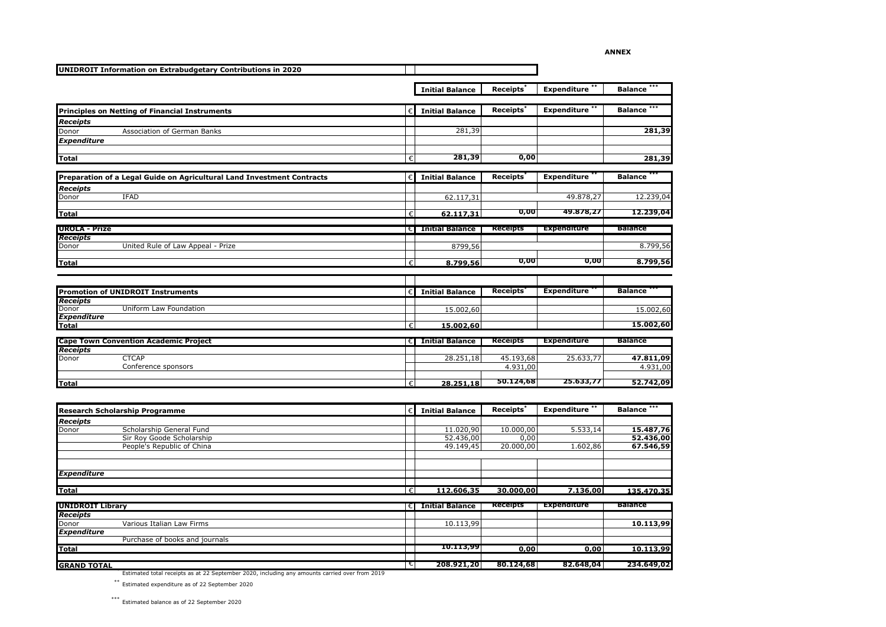**ANNEX**

**UNIDROIT Information on Extrabudgetary Contributions in 2020**

| | | | Initial Balance | Receipts* | Expenditure ** | Balance *** |
|---|---|---|---|---|---|---|
| **Principles on Netting of Financial Instruments** | | € | **Initial Balance** | **Receipts*** | **Expenditure **** | **Balance ***** |
| ***Receipts*** | | | | | | |
| Donor | Association of German Banks | | 281,39 | | | **281,39** |
| ***Expenditure*** | | | | | | |
| **Total** | | € | **281,39** | **0,00** | | **281,39** |
| **Preparation of a Legal Guide on Agricultural Land Investment Contracts** | | € | **Initial Balance** | **Receipts*** | **Expenditure **** | **Balance ***** |
| ***Receipts*** | | | | | | |
| Donor | IFAD | | 62.117,31 | | 49.878,27 | 12.239,04 |
| **Total** | | € | **62.117,31** | **0,00** | **49.878,27** | **12.239,04** |
| **UROLA - Prize** | | € | **Initial Balance** | **Receipts** | **Expenditure** | **Balance** |
| ***Receipts*** | | | | | | |
| Donor | United Rule of Law Appeal - Prize | | 8799,56 | | | 8.799,56 |
| **Total** | | € | **8.799,56** | **0,00** | **0,00** | **8.799,56** |
| **Promotion of UNIDROIT Instruments** | | € | **Initial Balance** | **Receipts*** | **Expenditure **** | **Balance ***** |
| ***Receipts*** | | | | | | |
| Donor | Uniform Law Foundation | | 15.002,60 | | | 15.002,60 |
| ***Expenditure*** | | | | | | |
| **Total** | | € | **15.002,60** | | | **15.002,60** |
| **Cape Town Convention Academic Project** | | € | **Initial Balance** | **Receipts** | **Expenditure** | **Balance** |
| ***Receipts*** | | | | | | |
| Donor | CTCAP | | 28.251,18 | 45.193,68 | 25.633,77 | **47.811,09** |
| | Conference sponsors | | | 4.931,00 | | 4.931,00 |
| **Total** | | € | **28.251,18** | **50.124,68** | **25.633,77** | **52.742,09** |
| **Research Scholarship Programme** | | € | **Initial Balance** | **Receipts*** | **Expenditure **** | **Balance ***** |
| ***Receipts*** | | | | | | |
| Donor | Scholarship General Fund | | 11.020,90 | 10.000,00 | 5.533,14 | **15.487,76** |
| | Sir Roy Goode Scholarship | | 52.436,00 | 0,00 | | **52.436,00** |
| | People's Republic of China | | 49.149,45 | 20.000,00 | 1.602,86 | **67.546,59** |
| ***Expenditure*** | | | | | | |
| **Total** | | € | **112.606,35** | **30.000,00** | **7.136,00** | **135.470,35** |
| **UNIDROIT Library** | | € | **Initial Balance** | **Receipts** | **Expenditure** | **Balance** |
| ***Receipts*** | | | | | | |
| Donor | Various Italian Law Firms | | 10.113,99 | | | **10.113,99** |
| ***Expenditure*** | | | | | | |
| | Purchase of books and journals | | | | | |
| **Total** | | | **10.113,99** | **0,00** | **0,00** | **10.113,99** |
| **GRAND TOTAL** | | € | **208.921,20** | **80.124,68** | **82.648,04** | **234.649,02** |

\* Estimated total receipts as at 22 September 2020, including any amounts carried over from 2019

\*\* Estimated expenditure as of 22 September 2020

\*\*\* Estimated balance as of 22 September 2020